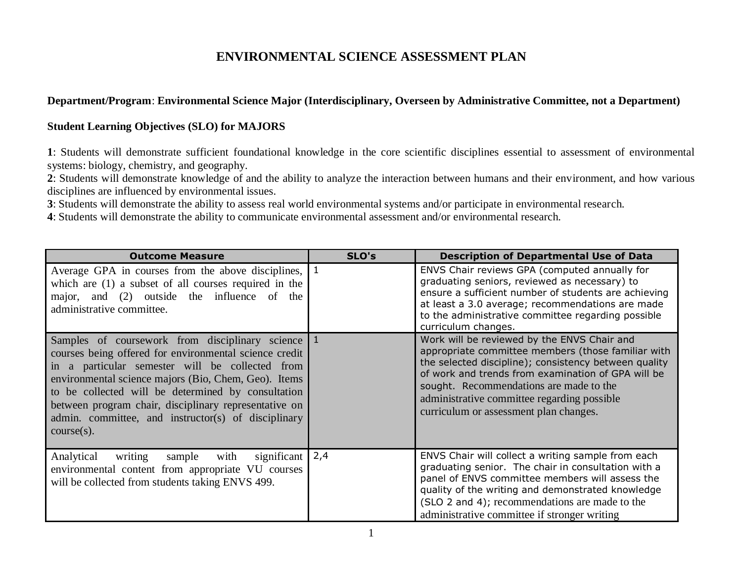# ENVIRONMENTAL SCIENCE ASSESSMENT PLAN

**Department/Program**: **Environmental Science Major (Interdisciplinary, Overseen by Administrative Committee, not a Department)**

**Student Learning Objectives (SLO) for MAJORS**

**1**: Students will demonstrate sufficient foundational knowledge in the core scientific disciplines essential to assessment of environmental systems: biology, chemistry, and geography.
**2**: Students will demonstrate knowledge of and the ability to analyze the interaction between humans and their environment, and how various disciplines are influenced by environmental issues.
**3**: Students will demonstrate the ability to assess real world environmental systems and/or participate in environmental research.
**4**: Students will demonstrate the ability to communicate environmental assessment and/or environmental research.

| Outcome Measure | SLO's | Description of Departmental Use of Data |
|---|---|---|
| Average GPA in courses from the above disciplines, which are (1) a subset of all courses required in the major, and (2) outside the influence of the administrative committee. | 1 | ENVS Chair reviews GPA (computed annually for graduating seniors, reviewed as necessary) to ensure a sufficient number of students are achieving at least a 3.0 average; recommendations are made to the administrative committee regarding possible curriculum changes. |
| Samples of coursework from disciplinary science courses being offered for environmental science credit in a particular semester will be collected from environmental science majors (Bio, Chem, Geo). Items to be collected will be determined by consultation between program chair, disciplinary representative on admin. committee, and instructor(s) of disciplinary course(s). | 1 | Work will be reviewed by the ENVS Chair and appropriate committee members (those familiar with the selected discipline); consistency between quality of work and trends from examination of GPA will be sought. Recommendations are made to the administrative committee regarding possible curriculum or assessment plan changes. |
| Analytical writing sample with significant environmental content from appropriate VU courses will be collected from students taking ENVS 499. | 2,4 | ENVS Chair will collect a writing sample from each graduating senior. The chair in consultation with a panel of ENVS committee members will assess the quality of the writing and demonstrated knowledge (SLO 2 and 4); recommendations are made to the administrative committee if stronger writing |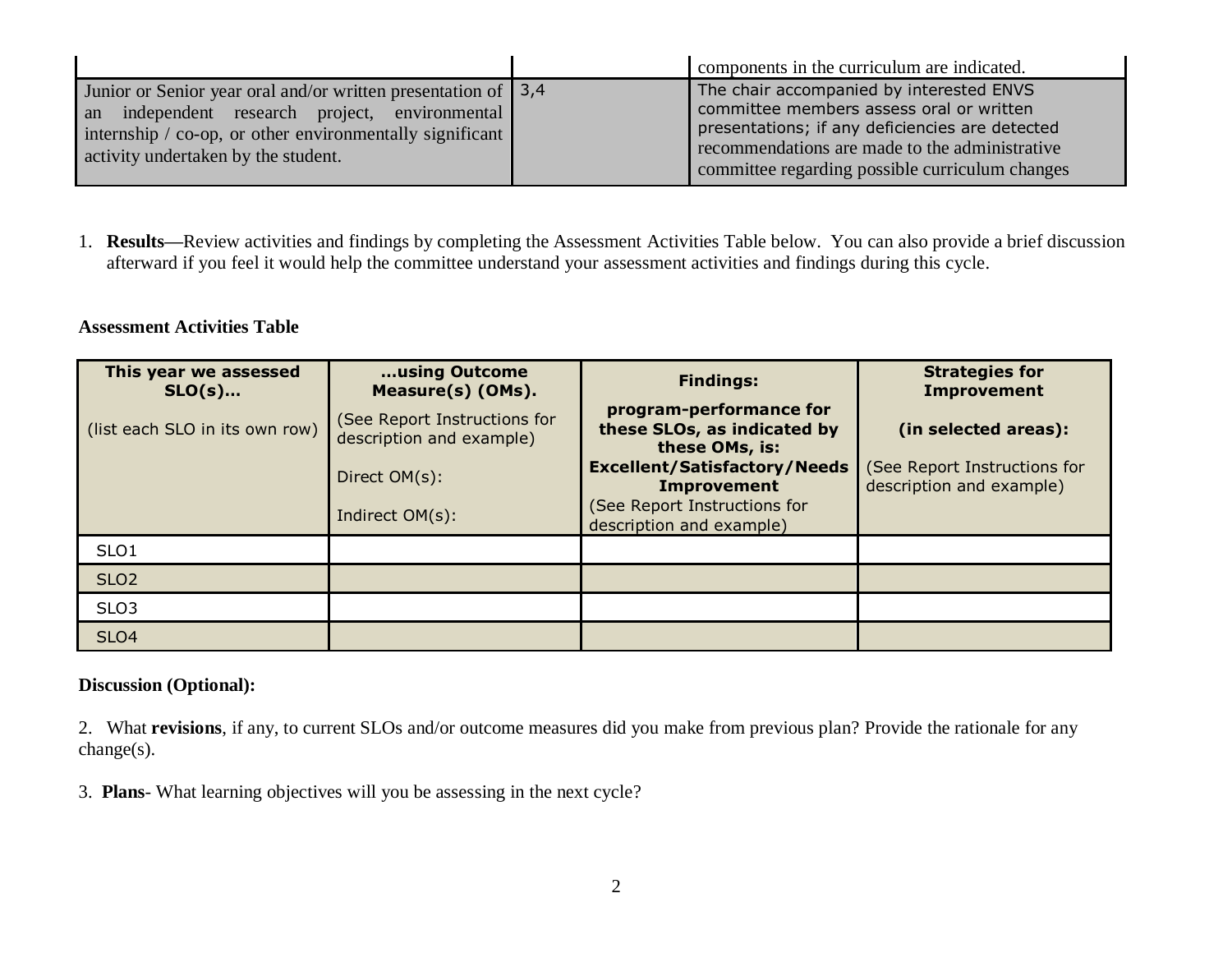| | | |
|---|---|---|
| | | components in the curriculum are indicated. |
| Junior or Senior year oral and/or written presentation of an independent research project, environmental internship / co-op, or other environmentally significant activity undertaken by the student. | 3,4 | The chair accompanied by interested ENVS committee members assess oral or written presentations; if any deficiencies are detected recommendations are made to the administrative committee regarding possible curriculum changes |

1. **Results**—Review activities and findings by completing the Assessment Activities Table below. You can also provide a brief discussion afterward if you feel it would help the committee understand your assessment activities and findings during this cycle.

**Assessment Activities Table**

| **This year we assessed SLO(s)…** (list each SLO in its own row) | **…using Outcome Measure(s) (OMs).** (See Report Instructions for description and example) Direct OM(s): Indirect OM(s): | **Findings: program-performance for these SLOs, as indicated by these OMs, is: Excellent/Satisfactory/Needs Improvement** (See Report Instructions for description and example) | **Strategies for Improvement (in selected areas):** (See Report Instructions for description and example) |
|---|---|---|---|
| SLO1 | | | |
| SLO2 | | | |
| SLO3 | | | |
| SLO4 | | | |

**Discussion (Optional):**

2. What **revisions**, if any, to current SLOs and/or outcome measures did you make from previous plan? Provide the rationale for any change(s).

3. **Plans**- What learning objectives will you be assessing in the next cycle?